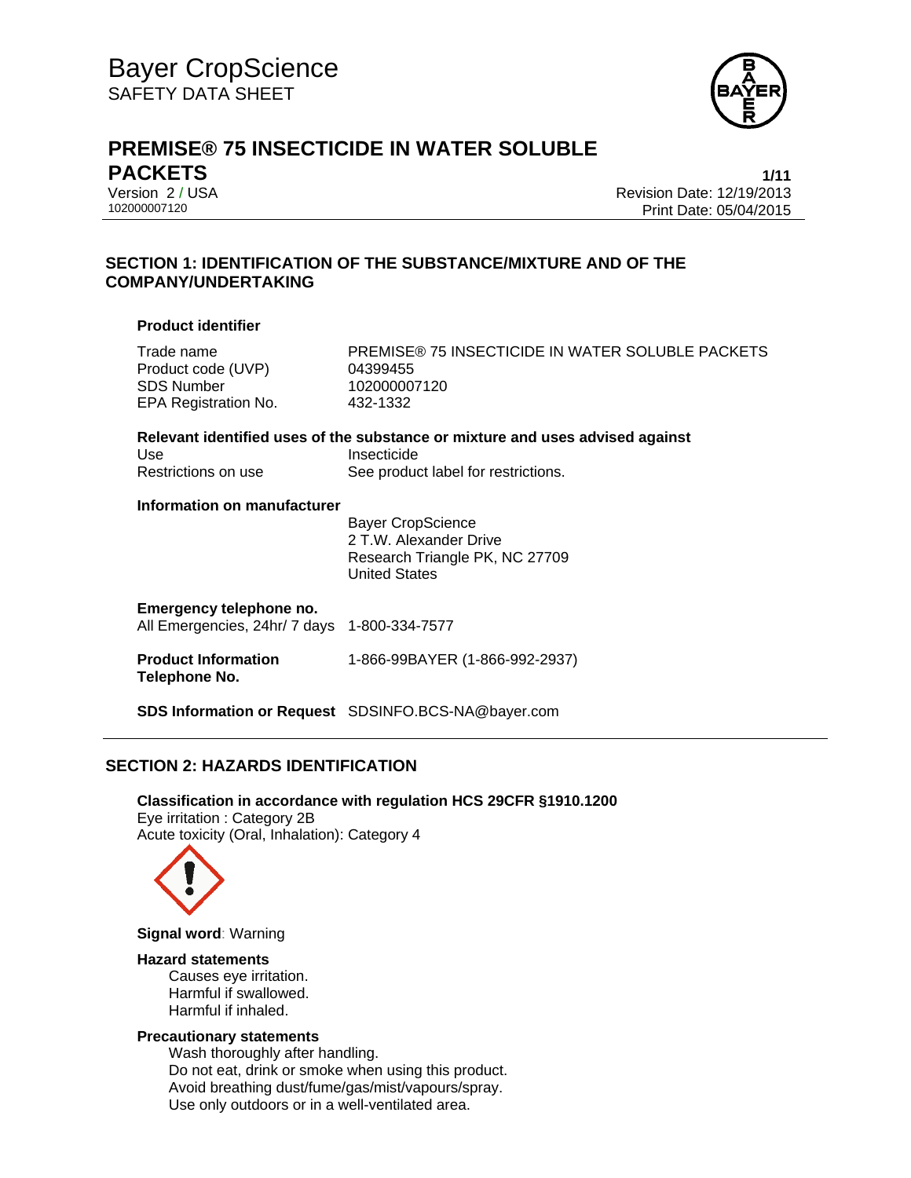Bayer CropScience
SAFETY DATA SHEET

# PREMISE® 75 INSECTICIDE IN WATER SOLUBLE PACKETS

Version 2 / USA
102000007120

Revision Date: 12/19/2013
Print Date: 05/04/2015

## SECTION 1: IDENTIFICATION OF THE SUBSTANCE/MIXTURE AND OF THE COMPANY/UNDERTAKING

### Product identifier

| | |
|---|---|
| Trade name | PREMISE® 75 INSECTICIDE IN WATER SOLUBLE PACKETS |
| Product code (UVP) | 04399455 |
| SDS Number | 102000007120 |
| EPA Registration No. | 432-1332 |

### Relevant identified uses of the substance or mixture and uses advised against

| | |
|---|---|
| Use | Insecticide |
| Restrictions on use | See product label for restrictions. |

### Information on manufacturer

Bayer CropScience
2 T.W. Alexander Drive
Research Triangle PK, NC 27709
United States

**Emergency telephone no.**
All Emergencies, 24hr/ 7 days 1-800-334-7577

**Product Information Telephone No.** 1-866-99BAYER (1-866-992-2937)

**SDS Information or Request** SDSINFO.BCS-NA@bayer.com

## SECTION 2: HAZARDS IDENTIFICATION

**Classification in accordance with regulation HCS 29CFR §1910.1200**
Eye irritation : Category 2B
Acute toxicity (Oral, Inhalation): Category 4

**Signal word**: Warning

**Hazard statements**

Causes eye irritation.
Harmful if swallowed.
Harmful if inhaled.

**Precautionary statements**

Wash thoroughly after handling.
Do not eat, drink or smoke when using this product.
Avoid breathing dust/fume/gas/mist/vapours/spray.
Use only outdoors or in a well-ventilated area.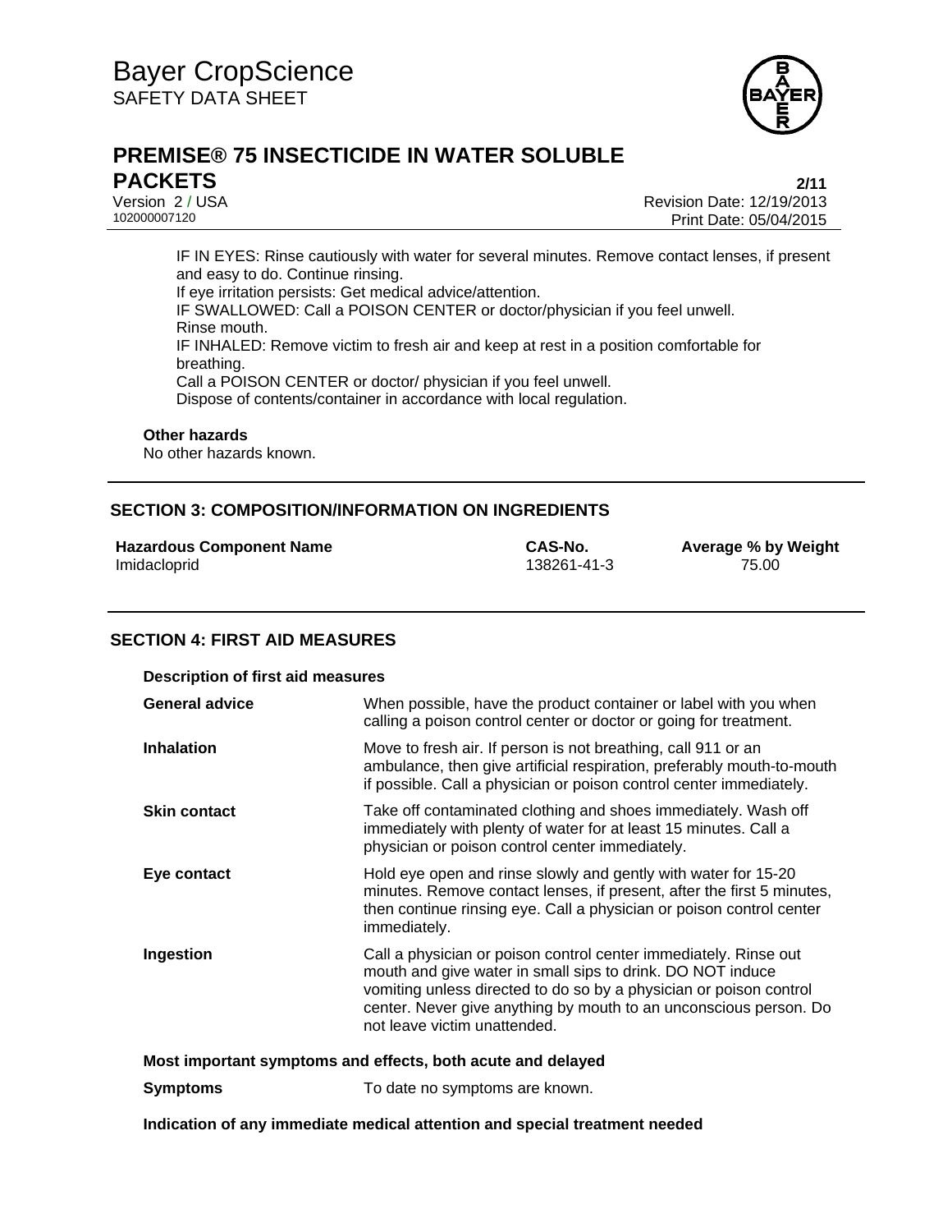IF IN EYES: Rinse cautiously with water for several minutes. Remove contact lenses, if present and easy to do. Continue rinsing.
If eye irritation persists: Get medical advice/attention.
IF SWALLOWED: Call a POISON CENTER or doctor/physician if you feel unwell.
Rinse mouth.
IF INHALED: Remove victim to fresh air and keep at rest in a position comfortable for breathing.
Call a POISON CENTER or doctor/ physician if you feel unwell.
Dispose of contents/container in accordance with local regulation.

**Other hazards**

No other hazards known.

## SECTION 3: COMPOSITION/INFORMATION ON INGREDIENTS

| Hazardous Component Name | CAS-No. | Average % by Weight |
|---|---|---|
| Imidacloprid | 138261-41-3 | 75.00 |

## SECTION 4: FIRST AID MEASURES

**Description of first aid measures**

| | |
|---|---|
| **General advice** | When possible, have the product container or label with you when calling a poison control center or doctor or going for treatment. |
| **Inhalation** | Move to fresh air. If person is not breathing, call 911 or an ambulance, then give artificial respiration, preferably mouth-to-mouth if possible. Call a physician or poison control center immediately. |
| **Skin contact** | Take off contaminated clothing and shoes immediately. Wash off immediately with plenty of water for at least 15 minutes. Call a physician or poison control center immediately. |
| **Eye contact** | Hold eye open and rinse slowly and gently with water for 15-20 minutes. Remove contact lenses, if present, after the first 5 minutes, then continue rinsing eye. Call a physician or poison control center immediately. |
| **Ingestion** | Call a physician or poison control center immediately. Rinse out mouth and give water in small sips to drink. DO NOT induce vomiting unless directed to do so by a physician or poison control center. Never give anything by mouth to an unconscious person. Do not leave victim unattended. |

**Most important symptoms and effects, both acute and delayed**

| | |
|---|---|
| **Symptoms** | To date no symptoms are known. |

**Indication of any immediate medical attention and special treatment needed**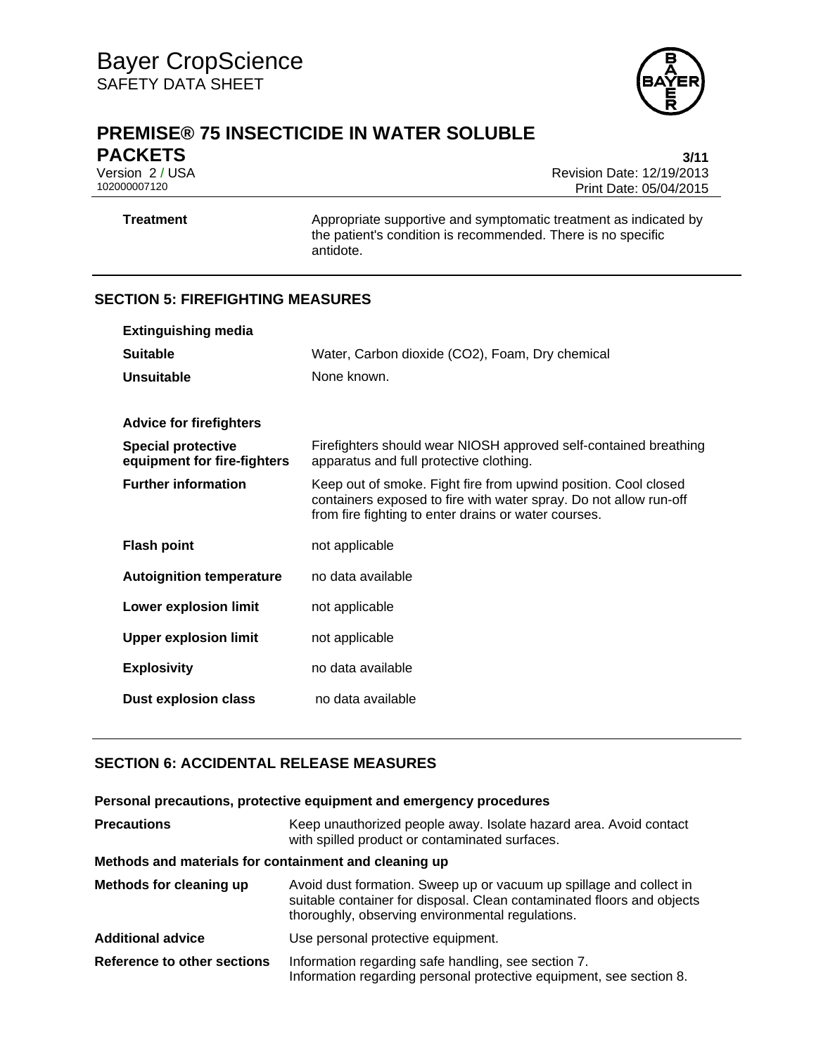| | |
|---|---|
| **Treatment** | Appropriate supportive and symptomatic treatment as indicated by the patient's condition is recommended. There is no specific antidote. |

## SECTION 5: FIREFIGHTING MEASURES

**Extinguishing media**

| | |
|---|---|
| **Suitable** | Water, Carbon dioxide ($CO_2$), Foam, Dry chemical |
| **Unsuitable** | None known. |

**Advice for firefighters**

| | |
|---|---|
| **Special protective equipment for fire-fighters** | Firefighters should wear NIOSH approved self-contained breathing apparatus and full protective clothing. |
| **Further information** | Keep out of smoke. Fight fire from upwind position. Cool closed containers exposed to fire with water spray. Do not allow run-off from fire fighting to enter drains or water courses. |
| **Flash point** | not applicable |
| **Autoignition temperature** | no data available |
| **Lower explosion limit** | not applicable |
| **Upper explosion limit** | not applicable |
| **Explosivity** | no data available |
| **Dust explosion class** | no data available |

## SECTION 6: ACCIDENTAL RELEASE MEASURES

**Personal precautions, protective equipment and emergency procedures**

| | |
|---|---|
| **Precautions** | Keep unauthorized people away. Isolate hazard area. Avoid contact with spilled product or contaminated surfaces. |

**Methods and materials for containment and cleaning up**

| | |
|---|---|
| **Methods for cleaning up** | Avoid dust formation. Sweep up or vacuum up spillage and collect in suitable container for disposal. Clean contaminated floors and objects thoroughly, observing environmental regulations. |
| **Additional advice** | Use personal protective equipment. |
| **Reference to other sections** | Information regarding safe handling, see section 7.<br>Information regarding personal protective equipment, see section 8. |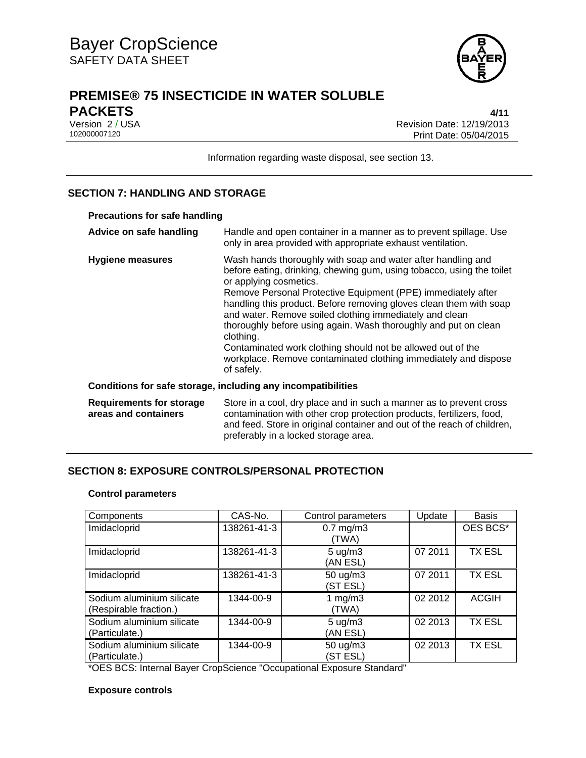Information regarding waste disposal, see section 13.

## SECTION 7: HANDLING AND STORAGE

**Precautions for safe handling**

**Advice on safe handling** Handle and open container in a manner as to prevent spillage. Use only in area provided with appropriate exhaust ventilation.

**Hygiene measures** Wash hands thoroughly with soap and water after handling and before eating, drinking, chewing gum, using tobacco, using the toilet or applying cosmetics.
Remove Personal Protective Equipment (PPE) immediately after handling this product. Before removing gloves clean them with soap and water. Remove soiled clothing immediately and clean thoroughly before using again. Wash thoroughly and put on clean clothing.
Contaminated work clothing should not be allowed out of the workplace. Remove contaminated clothing immediately and dispose of safely.

**Conditions for safe storage, including any incompatibilities**

**Requirements for storage areas and containers** Store in a cool, dry place and in such a manner as to prevent cross contamination with other crop protection products, fertilizers, food, and feed. Store in original container and out of the reach of children, preferably in a locked storage area.

## SECTION 8: EXPOSURE CONTROLS/PERSONAL PROTECTION

**Control parameters**

| Components | CAS-No. | Control parameters | Update | Basis |
|---|---|---|---|---|
| Imidacloprid | 138261-41-3 | 0.7 mg/m3 (TWA) | | OES BCS* |
| Imidacloprid | 138261-41-3 | 5 ug/m3 (AN ESL) | 07 2011 | TX ESL |
| Imidacloprid | 138261-41-3 | 50 ug/m3 (ST ESL) | 07 2011 | TX ESL |
| Sodium aluminium silicate (Respirable fraction.) | 1344-00-9 | 1 mg/m3 (TWA) | 02 2012 | ACGIH |
| Sodium aluminium silicate (Particulate.) | 1344-00-9 | 5 ug/m3 (AN ESL) | 02 2013 | TX ESL |
| Sodium aluminium silicate (Particulate.) | 1344-00-9 | 50 ug/m3 (ST ESL) | 02 2013 | TX ESL |

*OES BCS: Internal Bayer CropScience "Occupational Exposure Standard"

**Exposure controls**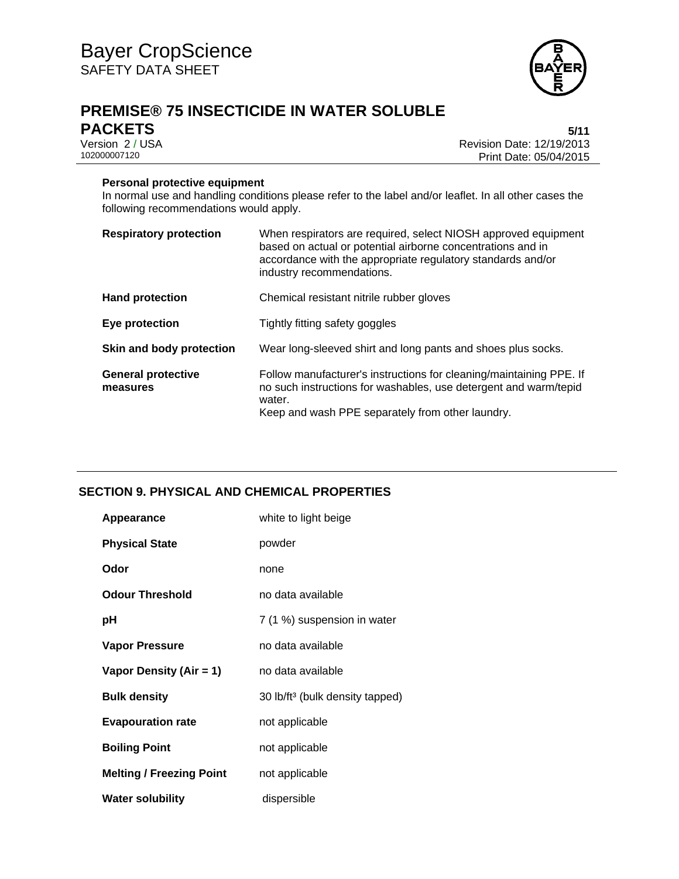**Personal protective equipment**

In normal use and handling conditions please refer to the label and/or leaflet. In all other cases the following recommendations would apply.

| | |
|---|---|
| **Respiratory protection** | When respirators are required, select NIOSH approved equipment based on actual or potential airborne concentrations and in accordance with the appropriate regulatory standards and/or industry recommendations. |
| **Hand protection** | Chemical resistant nitrile rubber gloves |
| **Eye protection** | Tightly fitting safety goggles |
| **Skin and body protection** | Wear long-sleeved shirt and long pants and shoes plus socks. |
| **General protective measures** | Follow manufacturer's instructions for cleaning/maintaining PPE. If no such instructions for washables, use detergent and warm/tepid water. Keep and wash PPE separately from other laundry. |

## SECTION 9. PHYSICAL AND CHEMICAL PROPERTIES

| | |
|---|---|
| **Appearance** | white to light beige |
| **Physical State** | powder |
| **Odor** | none |
| **Odour Threshold** | no data available |
| **pH** | 7 (1 %) suspension in water |
| **Vapor Pressure** | no data available |
| **Vapor Density (Air = 1)** | no data available |
| **Bulk density** | 30 lb/ft³ (bulk density tapped) |
| **Evapouration rate** | not applicable |
| **Boiling Point** | not applicable |
| **Melting / Freezing Point** | not applicable |
| **Water solubility** | dispersible |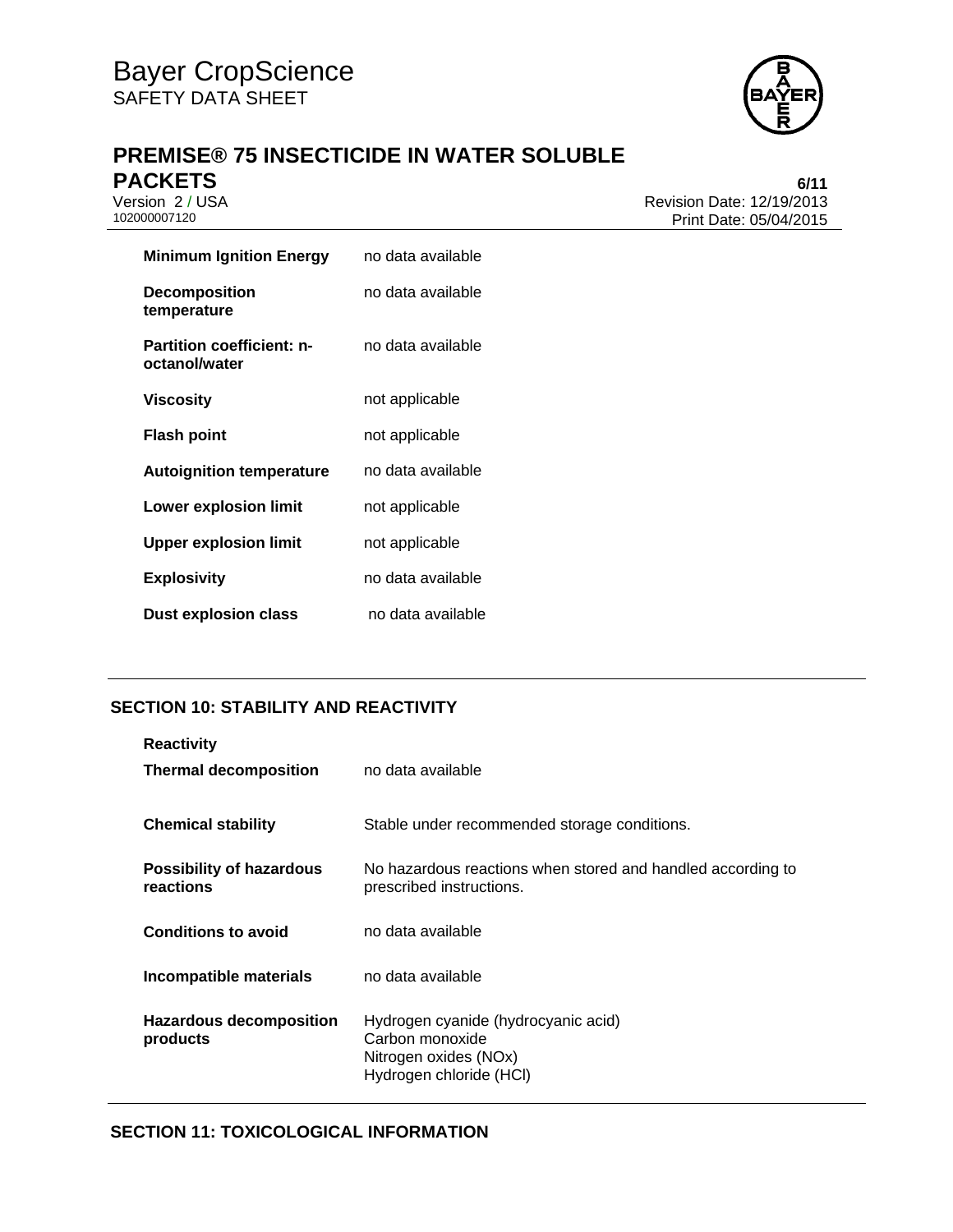| | |
|---|---|
| **Minimum Ignition Energy** | no data available |
| **Decomposition temperature** | no data available |
| **Partition coefficient: n-octanol/water** | no data available |
| **Viscosity** | not applicable |
| **Flash point** | not applicable |
| **Autoignition temperature** | no data available |
| **Lower explosion limit** | not applicable |
| **Upper explosion limit** | not applicable |
| **Explosivity** | no data available |
| **Dust explosion class** | no data available |

## SECTION 10: STABILITY AND REACTIVITY

**Reactivity**

| | |
|---|---|
| **Thermal decomposition** | no data available |
| **Chemical stability** | Stable under recommended storage conditions. |
| **Possibility of hazardous reactions** | No hazardous reactions when stored and handled according to prescribed instructions. |
| **Conditions to avoid** | no data available |
| **Incompatible materials** | no data available |
| **Hazardous decomposition products** | Hydrogen cyanide (hydrocyanic acid)<br>Carbon monoxide<br>Nitrogen oxides (NOx)<br>Hydrogen chloride (HCl) |

## SECTION 11: TOXICOLOGICAL INFORMATION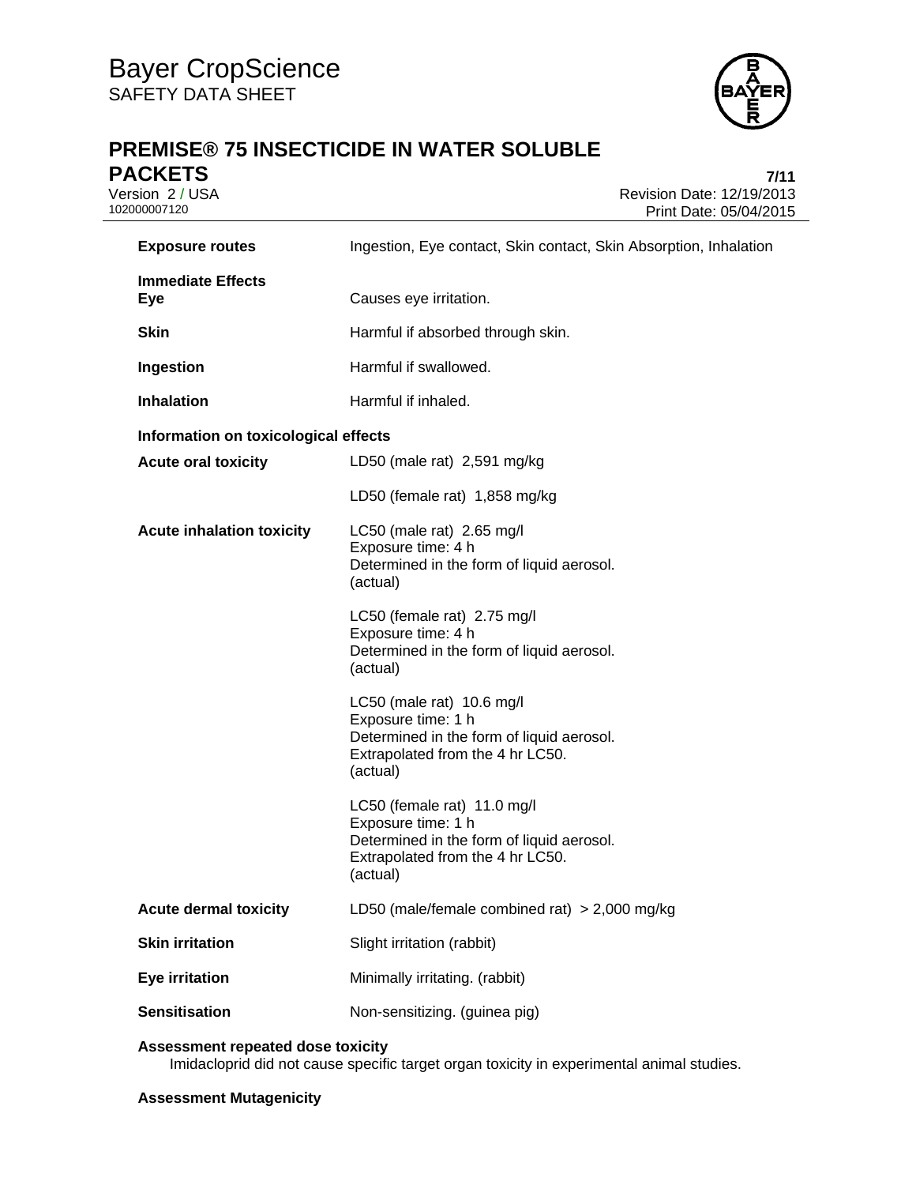| | |
|---|---|
| **Exposure routes** | Ingestion, Eye contact, Skin contact, Skin Absorption, Inhalation |
| **Immediate Effects** | |
| **Eye** | Causes eye irritation. |
| **Skin** | Harmful if absorbed through skin. |
| **Ingestion** | Harmful if swallowed. |
| **Inhalation** | Harmful if inhaled. |

**Information on toxicological effects**

| | |
|---|---|
| **Acute oral toxicity** | LD50 (male rat) 2,591 mg/kg |
| | LD50 (female rat) 1,858 mg/kg |
| **Acute inhalation toxicity** | LC50 (male rat) 2.65 mg/l<br>Exposure time: 4 h<br>Determined in the form of liquid aerosol.<br>(actual) |
| | LC50 (female rat) 2.75 mg/l<br>Exposure time: 4 h<br>Determined in the form of liquid aerosol.<br>(actual) |
| | LC50 (male rat) 10.6 mg/l<br>Exposure time: 1 h<br>Determined in the form of liquid aerosol.<br>Extrapolated from the 4 hr LC50.<br>(actual) |
| | LC50 (female rat) 11.0 mg/l<br>Exposure time: 1 h<br>Determined in the form of liquid aerosol.<br>Extrapolated from the 4 hr LC50.<br>(actual) |
| **Acute dermal toxicity** | LD50 (male/female combined rat) > 2,000 mg/kg |
| **Skin irritation** | Slight irritation (rabbit) |
| **Eye irritation** | Minimally irritating. (rabbit) |
| **Sensitisation** | Non-sensitizing. (guinea pig) |

**Assessment repeated dose toxicity**

Imidacloprid did not cause specific target organ toxicity in experimental animal studies.

**Assessment Mutagenicity**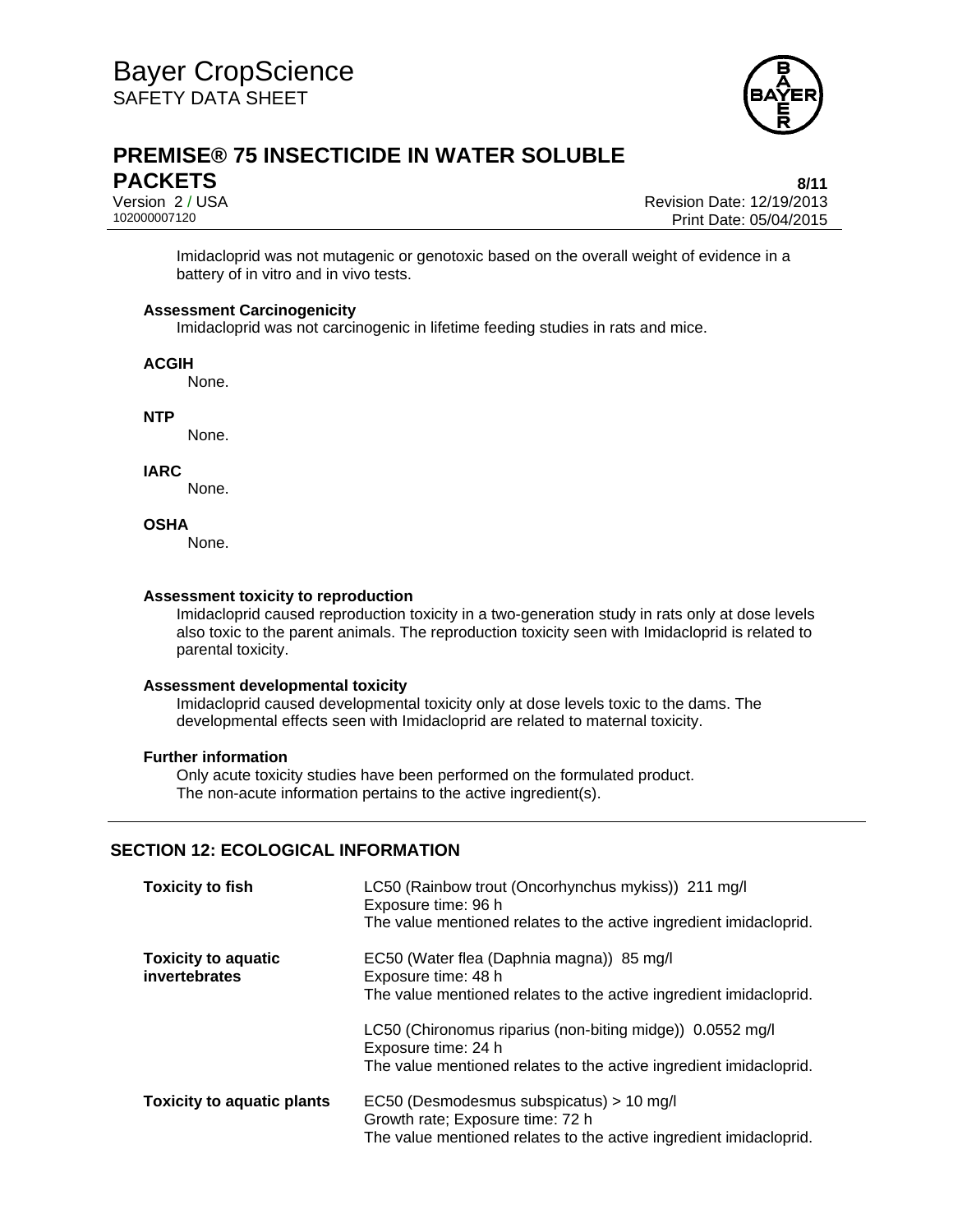Imidacloprid was not mutagenic or genotoxic based on the overall weight of evidence in a battery of in vitro and in vivo tests.

**Assessment Carcinogenicity**

Imidacloprid was not carcinogenic in lifetime feeding studies in rats and mice.

**ACGIH**

None.

**NTP**

None.

**IARC**

None.

**OSHA**

None.

**Assessment toxicity to reproduction**

Imidacloprid caused reproduction toxicity in a two-generation study in rats only at dose levels also toxic to the parent animals. The reproduction toxicity seen with Imidacloprid is related to parental toxicity.

**Assessment developmental toxicity**

Imidacloprid caused developmental toxicity only at dose levels toxic to the dams. The developmental effects seen with Imidacloprid are related to maternal toxicity.

**Further information**

Only acute toxicity studies have been performed on the formulated product.
The non-acute information pertains to the active ingredient(s).

## SECTION 12: ECOLOGICAL INFORMATION

| | |
|---|---|
| **Toxicity to fish** | LC50 (Rainbow trout (Oncorhynchus mykiss)) 211 mg/l<br>Exposure time: 96 h<br>The value mentioned relates to the active ingredient imidacloprid. |
| **Toxicity to aquatic invertebrates** | EC50 (Water flea (Daphnia magna)) 85 mg/l<br>Exposure time: 48 h<br>The value mentioned relates to the active ingredient imidacloprid. |
| | LC50 (Chironomus riparius (non-biting midge)) 0.0552 mg/l<br>Exposure time: 24 h<br>The value mentioned relates to the active ingredient imidacloprid. |
| **Toxicity to aquatic plants** | EC50 (Desmodesmus subspicatus) > 10 mg/l<br>Growth rate; Exposure time: 72 h<br>The value mentioned relates to the active ingredient imidacloprid. |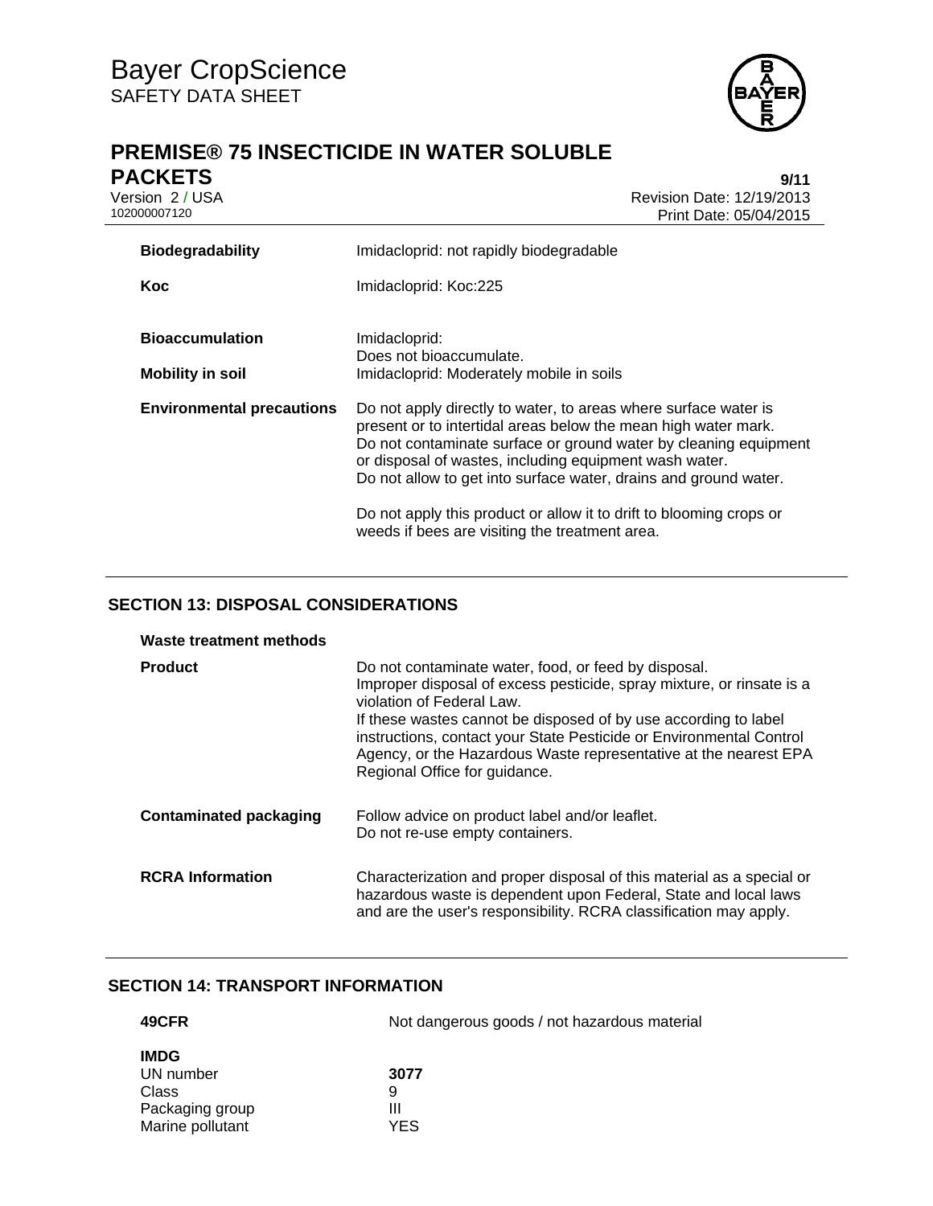| | |
|---|---|
| **Biodegradability** | Imidacloprid: not rapidly biodegradable |
| **Koc** | Imidacloprid: Koc:225 |
| **Bioaccumulation** | Imidacloprid:<br>Does not bioaccumulate. |
| **Mobility in soil** | Imidacloprid: Moderately mobile in soils |
| **Environmental precautions** | Do not apply directly to water, to areas where surface water is present or to intertidal areas below the mean high water mark. Do not contaminate surface or ground water by cleaning equipment or disposal of wastes, including equipment wash water. Do not allow to get into surface water, drains and ground water.<br><br>Do not apply this product or allow it to drift to blooming crops or weeds if bees are visiting the treatment area. |

## SECTION 13: DISPOSAL CONSIDERATIONS

**Waste treatment methods**

| | |
|---|---|
| **Product** | Do not contaminate water, food, or feed by disposal.<br>Improper disposal of excess pesticide, spray mixture, or rinsate is a violation of Federal Law.<br>If these wastes cannot be disposed of by use according to label instructions, contact your State Pesticide or Environmental Control Agency, or the Hazardous Waste representative at the nearest EPA Regional Office for guidance. |
| **Contaminated packaging** | Follow advice on product label and/or leaflet.<br>Do not re-use empty containers. |
| **RCRA Information** | Characterization and proper disposal of this material as a special or hazardous waste is dependent upon Federal, State and local laws and are the user's responsibility. RCRA classification may apply. |

## SECTION 14: TRANSPORT INFORMATION

| | |
|---|---|
| **49CFR** | Not dangerous goods / not hazardous material |

**IMDG**

| | |
|---|---|
| UN number | **3077** |
| Class | 9 |
| Packaging group | III |
| Marine pollutant | YES |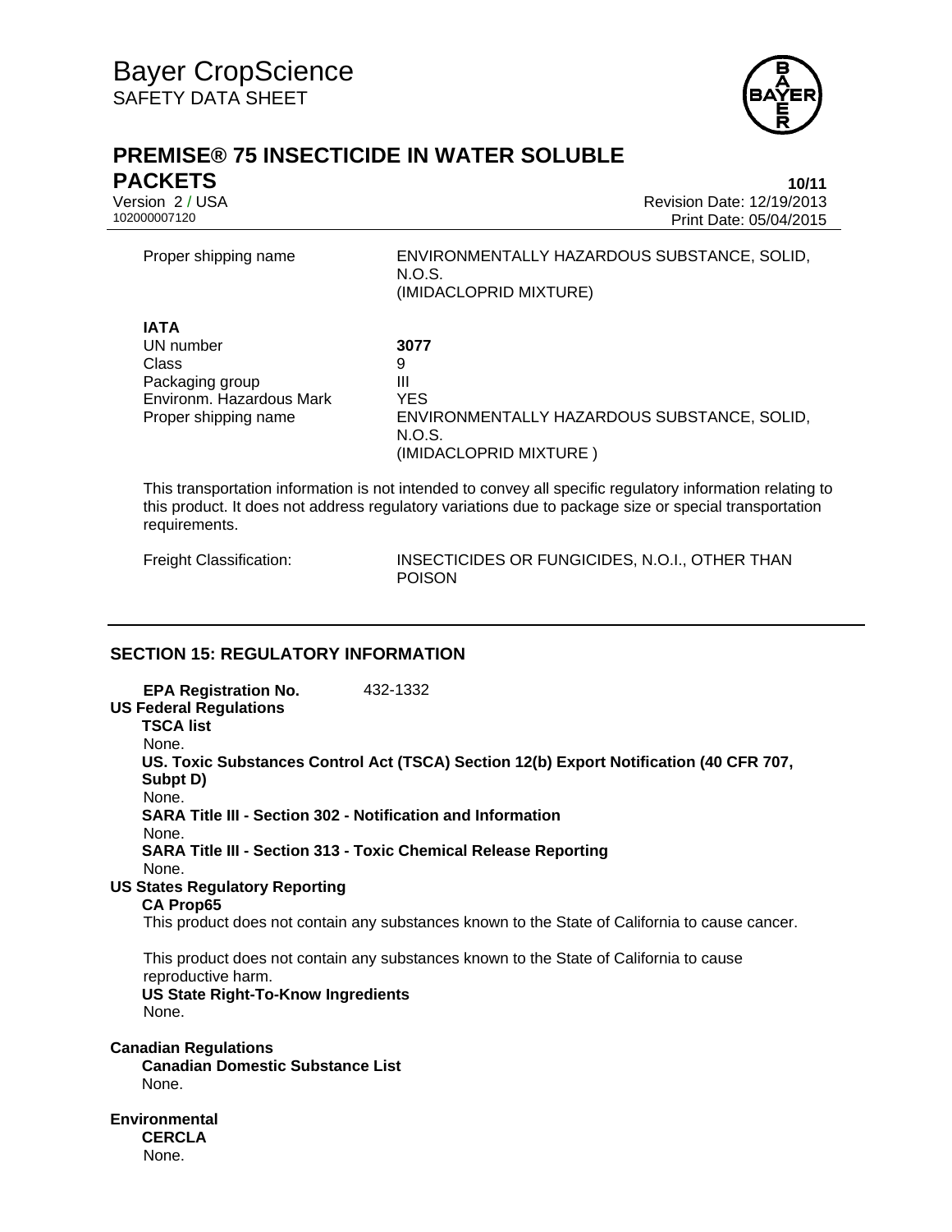| | |
|---|---|
| Proper shipping name | ENVIRONMENTALLY HAZARDOUS SUBSTANCE, SOLID, N.O.S. (IMIDACLOPRID MIXTURE) |

**IATA**

| | |
|---|---|
| UN number | **3077** |
| Class | 9 |
| Packaging group | III |
| Environm. Hazardous Mark | YES |
| Proper shipping name | ENVIRONMENTALLY HAZARDOUS SUBSTANCE, SOLID, N.O.S. (IMIDACLOPRID MIXTURE ) |

This transportation information is not intended to convey all specific regulatory information relating to this product. It does not address regulatory variations due to package size or special transportation requirements.

| | |
|---|---|
| Freight Classification: | INSECTICIDES OR FUNGICIDES, N.O.I., OTHER THAN POISON |

## SECTION 15: REGULATORY INFORMATION

**EPA Registration No.** 432-1332

**US Federal Regulations**

**TSCA list**

None.

**US. Toxic Substances Control Act (TSCA) Section 12(b) Export Notification (40 CFR 707, Subpt D)**

None.

**SARA Title III - Section 302 - Notification and Information**

None.

**SARA Title III - Section 313 - Toxic Chemical Release Reporting**

None.

**US States Regulatory Reporting**

**CA Prop65**

This product does not contain any substances known to the State of California to cause cancer.

This product does not contain any substances known to the State of California to cause reproductive harm.

**US State Right-To-Know Ingredients**

None.

**Canadian Regulations**

**Canadian Domestic Substance List**

None.

**Environmental**

**CERCLA**

None.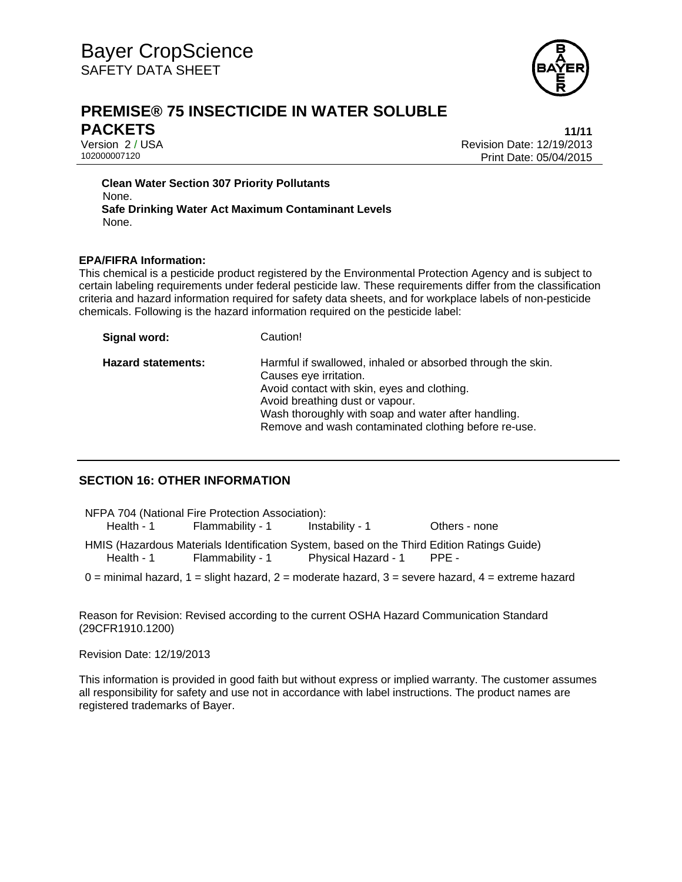**Clean Water Section 307 Priority Pollutants**
None.
**Safe Drinking Water Act Maximum Contaminant Levels**
None.

**EPA/FIFRA Information:**
This chemical is a pesticide product registered by the Environmental Protection Agency and is subject to certain labeling requirements under federal pesticide law. These requirements differ from the classification criteria and hazard information required for safety data sheets, and for workplace labels of non-pesticide chemicals. Following is the hazard information required on the pesticide label:

| | |
|---|---|
| **Signal word:** | Caution! |
| **Hazard statements:** | Harmful if swallowed, inhaled or absorbed through the skin.<br>Causes eye irritation.<br>Avoid contact with skin, eyes and clothing.<br>Avoid breathing dust or vapour.<br>Wash thoroughly with soap and water after handling.<br>Remove and wash contaminated clothing before re-use. |

## SECTION 16: OTHER INFORMATION

NFPA 704 (National Fire Protection Association):

| | | | |
|---|---|---|---|
| Health - 1 | Flammability - 1 | Instability - 1 | Others - none |

HMIS (Hazardous Materials Identification System, based on the Third Edition Ratings Guide)

| | | | |
|---|---|---|---|
| Health - 1 | Flammability - 1 | Physical Hazard - 1 | PPE - |

0 = minimal hazard, 1 = slight hazard, 2 = moderate hazard, 3 = severe hazard, 4 = extreme hazard

Reason for Revision: Revised according to the current OSHA Hazard Communication Standard (29CFR1910.1200)

Revision Date: 12/19/2013

This information is provided in good faith but without express or implied warranty. The customer assumes all responsibility for safety and use not in accordance with label instructions. The product names are registered trademarks of Bayer.